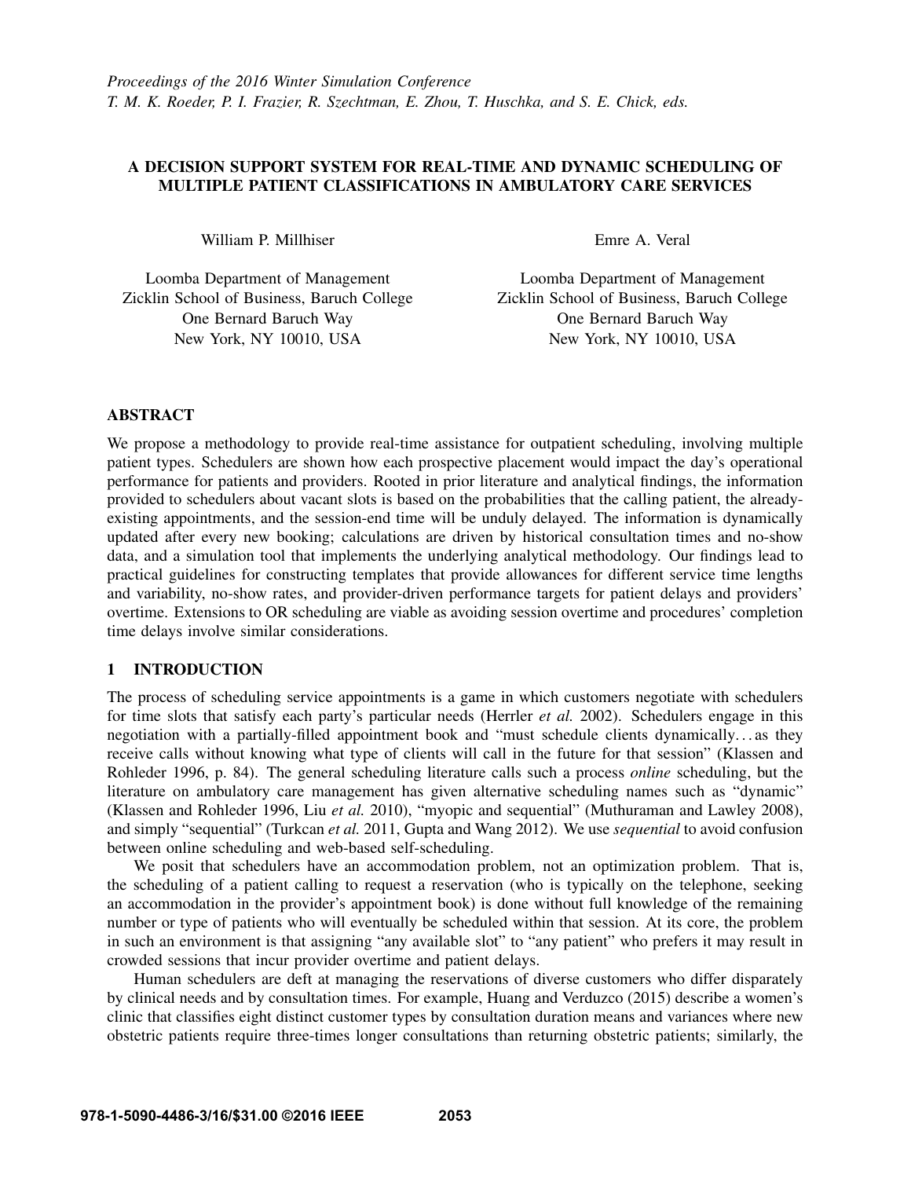*Proceedings of the 2016 Winter Simulation Conference*
*T. M. K. Roeder, P. I. Frazier, R. Szechtman, E. Zhou, T. Huschka, and S. E. Chick, eds.*

# A DECISION SUPPORT SYSTEM FOR REAL-TIME AND DYNAMIC SCHEDULING OF MULTIPLE PATIENT CLASSIFICATIONS IN AMBULATORY CARE SERVICES

William P. Millhiser

Loomba Department of Management
Zicklin School of Business, Baruch College
One Bernard Baruch Way
New York, NY 10010, USA

Emre A. Veral

Loomba Department of Management
Zicklin School of Business, Baruch College
One Bernard Baruch Way
New York, NY 10010, USA

## ABSTRACT

We propose a methodology to provide real-time assistance for outpatient scheduling, involving multiple patient types. Schedulers are shown how each prospective placement would impact the day's operational performance for patients and providers. Rooted in prior literature and analytical findings, the information provided to schedulers about vacant slots is based on the probabilities that the calling patient, the already-existing appointments, and the session-end time will be unduly delayed. The information is dynamically updated after every new booking; calculations are driven by historical consultation times and no-show data, and a simulation tool that implements the underlying analytical methodology. Our findings lead to practical guidelines for constructing templates that provide allowances for different service time lengths and variability, no-show rates, and provider-driven performance targets for patient delays and providers' overtime. Extensions to OR scheduling are viable as avoiding session overtime and procedures' completion time delays involve similar considerations.

## 1 INTRODUCTION

The process of scheduling service appointments is a game in which customers negotiate with schedulers for time slots that satisfy each party's particular needs (Herrler *et al.* 2002). Schedulers engage in this negotiation with a partially-filled appointment book and "must schedule clients dynamically... as they receive calls without knowing what type of clients will call in the future for that session" (Klassen and Rohleder 1996, p. 84). The general scheduling literature calls such a process *online* scheduling, but the literature on ambulatory care management has given alternative scheduling names such as "dynamic" (Klassen and Rohleder 1996, Liu *et al.* 2010), "myopic and sequential" (Muthuraman and Lawley 2008), and simply "sequential" (Turkcan *et al.* 2011, Gupta and Wang 2012). We use *sequential* to avoid confusion between online scheduling and web-based self-scheduling.

We posit that schedulers have an accommodation problem, not an optimization problem. That is, the scheduling of a patient calling to request a reservation (who is typically on the telephone, seeking an accommodation in the provider's appointment book) is done without full knowledge of the remaining number or type of patients who will eventually be scheduled within that session. At its core, the problem in such an environment is that assigning "any available slot" to "any patient" who prefers it may result in crowded sessions that incur provider overtime and patient delays.

Human schedulers are deft at managing the reservations of diverse customers who differ disparately by clinical needs and by consultation times. For example, Huang and Verduzco (2015) describe a women's clinic that classifies eight distinct customer types by consultation duration means and variances where new obstetric patients require three-times longer consultations than returning obstetric patients; similarly, the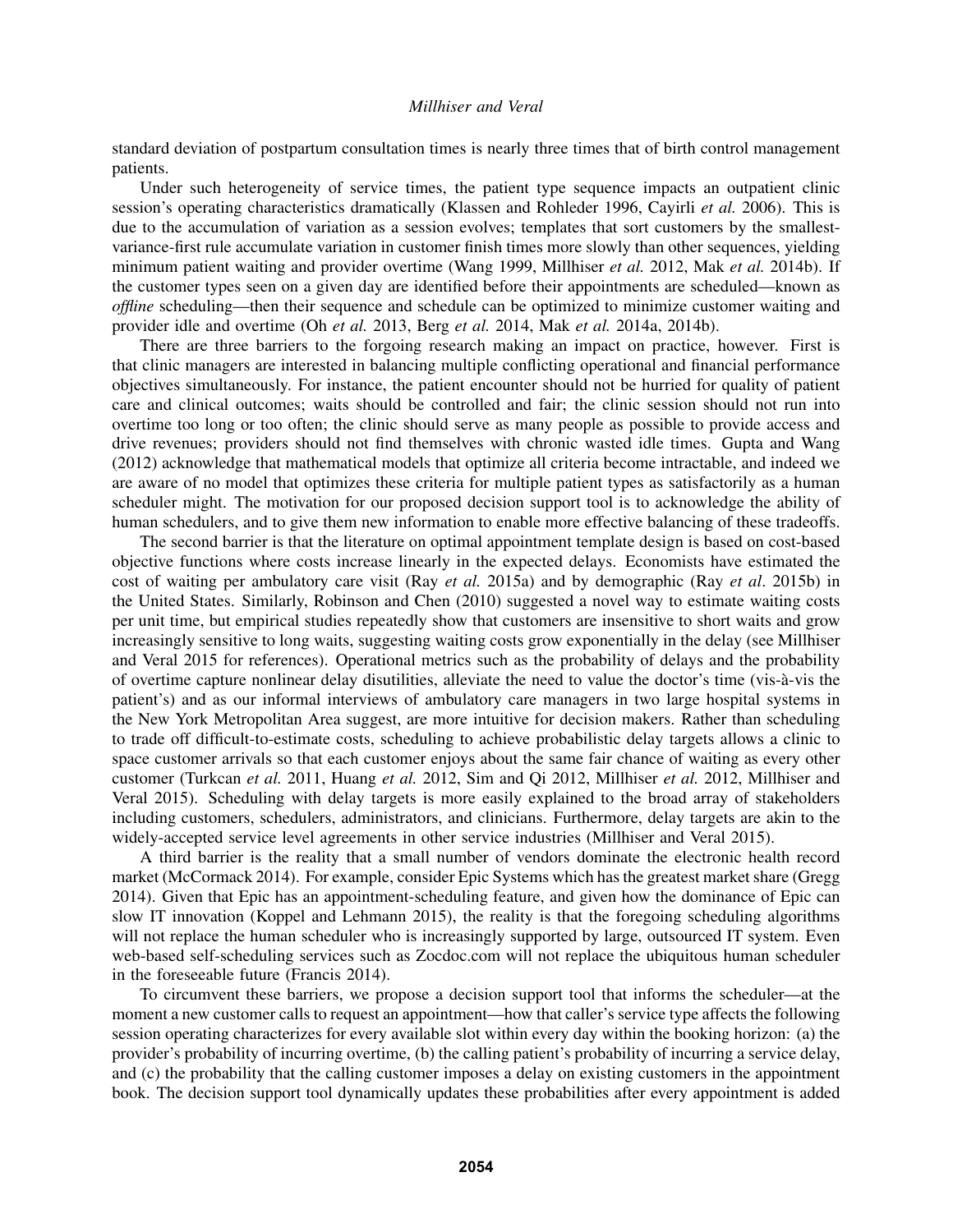standard deviation of postpartum consultation times is nearly three times that of birth control management patients.

Under such heterogeneity of service times, the patient type sequence impacts an outpatient clinic session's operating characteristics dramatically (Klassen and Rohleder 1996, Cayirli *et al.* 2006). This is due to the accumulation of variation as a session evolves; templates that sort customers by the smallest-variance-first rule accumulate variation in customer finish times more slowly than other sequences, yielding minimum patient waiting and provider overtime (Wang 1999, Millhiser *et al.* 2012, Mak *et al.* 2014b). If the customer types seen on a given day are identified before their appointments are scheduled—known as *offline* scheduling—then their sequence and schedule can be optimized to minimize customer waiting and provider idle and overtime (Oh *et al.* 2013, Berg *et al.* 2014, Mak *et al.* 2014a, 2014b).

There are three barriers to the forgoing research making an impact on practice, however. First is that clinic managers are interested in balancing multiple conflicting operational and financial performance objectives simultaneously. For instance, the patient encounter should not be hurried for quality of patient care and clinical outcomes; waits should be controlled and fair; the clinic session should not run into overtime too long or too often; the clinic should serve as many people as possible to provide access and drive revenues; providers should not find themselves with chronic wasted idle times. Gupta and Wang (2012) acknowledge that mathematical models that optimize all criteria become intractable, and indeed we are aware of no model that optimizes these criteria for multiple patient types as satisfactorily as a human scheduler might. The motivation for our proposed decision support tool is to acknowledge the ability of human schedulers, and to give them new information to enable more effective balancing of these tradeoffs.

The second barrier is that the literature on optimal appointment template design is based on cost-based objective functions where costs increase linearly in the expected delays. Economists have estimated the cost of waiting per ambulatory care visit (Ray *et al.* 2015a) and by demographic (Ray *et al*. 2015b) in the United States. Similarly, Robinson and Chen (2010) suggested a novel way to estimate waiting costs per unit time, but empirical studies repeatedly show that customers are insensitive to short waits and grow increasingly sensitive to long waits, suggesting waiting costs grow exponentially in the delay (see Millhiser and Veral 2015 for references). Operational metrics such as the probability of delays and the probability of overtime capture nonlinear delay disutilities, alleviate the need to value the doctor's time (vis-à-vis the patient's) and as our informal interviews of ambulatory care managers in two large hospital systems in the New York Metropolitan Area suggest, are more intuitive for decision makers. Rather than scheduling to trade off difficult-to-estimate costs, scheduling to achieve probabilistic delay targets allows a clinic to space customer arrivals so that each customer enjoys about the same fair chance of waiting as every other customer (Turkcan *et al.* 2011, Huang *et al.* 2012, Sim and Qi 2012, Millhiser *et al.* 2012, Millhiser and Veral 2015). Scheduling with delay targets is more easily explained to the broad array of stakeholders including customers, schedulers, administrators, and clinicians. Furthermore, delay targets are akin to the widely-accepted service level agreements in other service industries (Millhiser and Veral 2015).

A third barrier is the reality that a small number of vendors dominate the electronic health record market (McCormack 2014). For example, consider Epic Systems which has the greatest market share (Gregg 2014). Given that Epic has an appointment-scheduling feature, and given how the dominance of Epic can slow IT innovation (Koppel and Lehmann 2015), the reality is that the foregoing scheduling algorithms will not replace the human scheduler who is increasingly supported by large, outsourced IT system. Even web-based self-scheduling services such as Zocdoc.com will not replace the ubiquitous human scheduler in the foreseeable future (Francis 2014).

To circumvent these barriers, we propose a decision support tool that informs the scheduler—at the moment a new customer calls to request an appointment—how that caller's service type affects the following session operating characterizes for every available slot within every day within the booking horizon: (a) the provider's probability of incurring overtime, (b) the calling patient's probability of incurring a service delay, and (c) the probability that the calling customer imposes a delay on existing customers in the appointment book. The decision support tool dynamically updates these probabilities after every appointment is added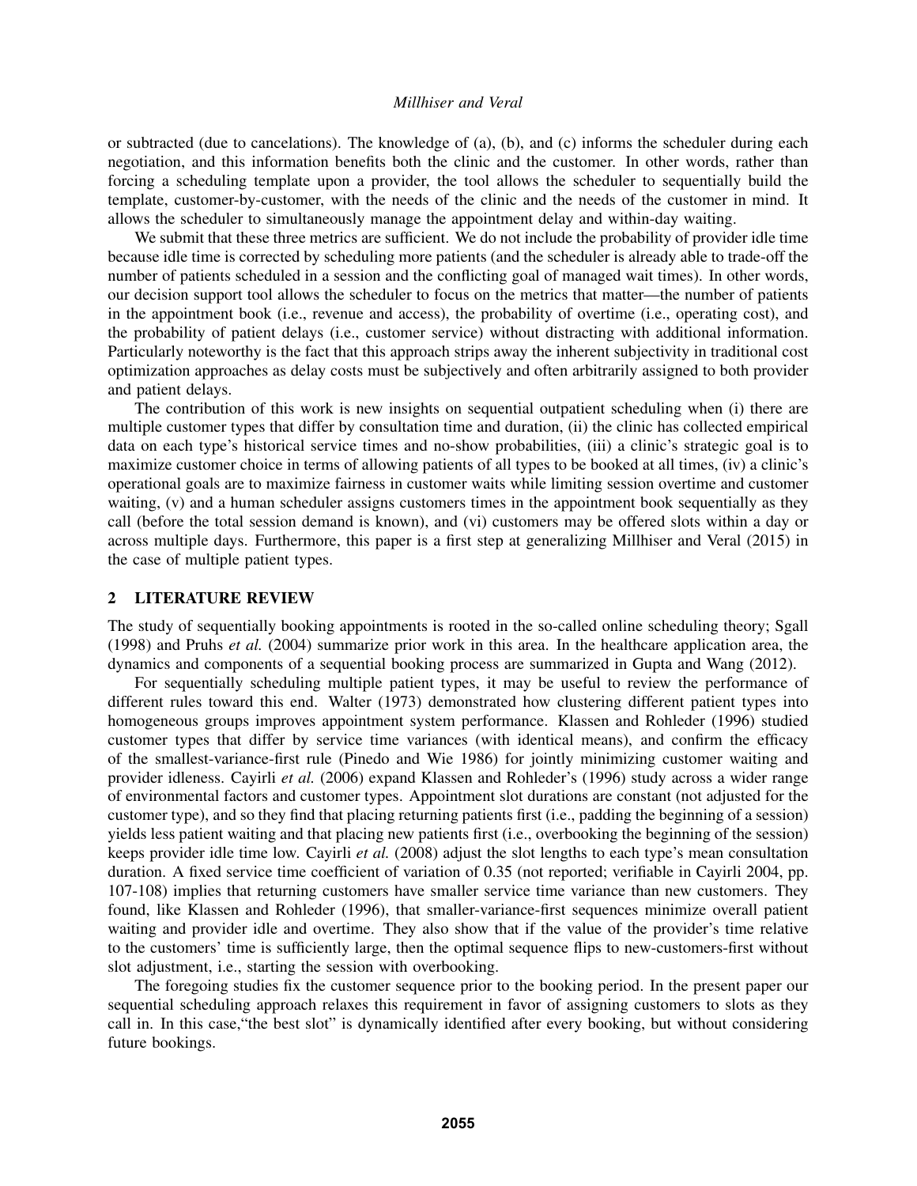or subtracted (due to cancelations). The knowledge of (a), (b), and (c) informs the scheduler during each negotiation, and this information benefits both the clinic and the customer. In other words, rather than forcing a scheduling template upon a provider, the tool allows the scheduler to sequentially build the template, customer-by-customer, with the needs of the clinic and the needs of the customer in mind. It allows the scheduler to simultaneously manage the appointment delay and within-day waiting.

We submit that these three metrics are sufficient. We do not include the probability of provider idle time because idle time is corrected by scheduling more patients (and the scheduler is already able to trade-off the number of patients scheduled in a session and the conflicting goal of managed wait times). In other words, our decision support tool allows the scheduler to focus on the metrics that matter—the number of patients in the appointment book (i.e., revenue and access), the probability of overtime (i.e., operating cost), and the probability of patient delays (i.e., customer service) without distracting with additional information. Particularly noteworthy is the fact that this approach strips away the inherent subjectivity in traditional cost optimization approaches as delay costs must be subjectively and often arbitrarily assigned to both provider and patient delays.

The contribution of this work is new insights on sequential outpatient scheduling when (i) there are multiple customer types that differ by consultation time and duration, (ii) the clinic has collected empirical data on each type's historical service times and no-show probabilities, (iii) a clinic's strategic goal is to maximize customer choice in terms of allowing patients of all types to be booked at all times, (iv) a clinic's operational goals are to maximize fairness in customer waits while limiting session overtime and customer waiting, (v) and a human scheduler assigns customers times in the appointment book sequentially as they call (before the total session demand is known), and (vi) customers may be offered slots within a day or across multiple days. Furthermore, this paper is a first step at generalizing Millhiser and Veral (2015) in the case of multiple patient types.

## 2 LITERATURE REVIEW

The study of sequentially booking appointments is rooted in the so-called online scheduling theory; Sgall (1998) and Pruhs *et al.* (2004) summarize prior work in this area. In the healthcare application area, the dynamics and components of a sequential booking process are summarized in Gupta and Wang (2012).

For sequentially scheduling multiple patient types, it may be useful to review the performance of different rules toward this end. Walter (1973) demonstrated how clustering different patient types into homogeneous groups improves appointment system performance. Klassen and Rohleder (1996) studied customer types that differ by service time variances (with identical means), and confirm the efficacy of the smallest-variance-first rule (Pinedo and Wie 1986) for jointly minimizing customer waiting and provider idleness. Cayirli *et al.* (2006) expand Klassen and Rohleder's (1996) study across a wider range of environmental factors and customer types. Appointment slot durations are constant (not adjusted for the customer type), and so they find that placing returning patients first (i.e., padding the beginning of a session) yields less patient waiting and that placing new patients first (i.e., overbooking the beginning of the session) keeps provider idle time low. Cayirli *et al.* (2008) adjust the slot lengths to each type's mean consultation duration. A fixed service time coefficient of variation of 0.35 (not reported; verifiable in Cayirli 2004, pp. 107-108) implies that returning customers have smaller service time variance than new customers. They found, like Klassen and Rohleder (1996), that smaller-variance-first sequences minimize overall patient waiting and provider idle and overtime. They also show that if the value of the provider's time relative to the customers' time is sufficiently large, then the optimal sequence flips to new-customers-first without slot adjustment, i.e., starting the session with overbooking.

The foregoing studies fix the customer sequence prior to the booking period. In the present paper our sequential scheduling approach relaxes this requirement in favor of assigning customers to slots as they call in. In this case,"the best slot" is dynamically identified after every booking, but without considering future bookings.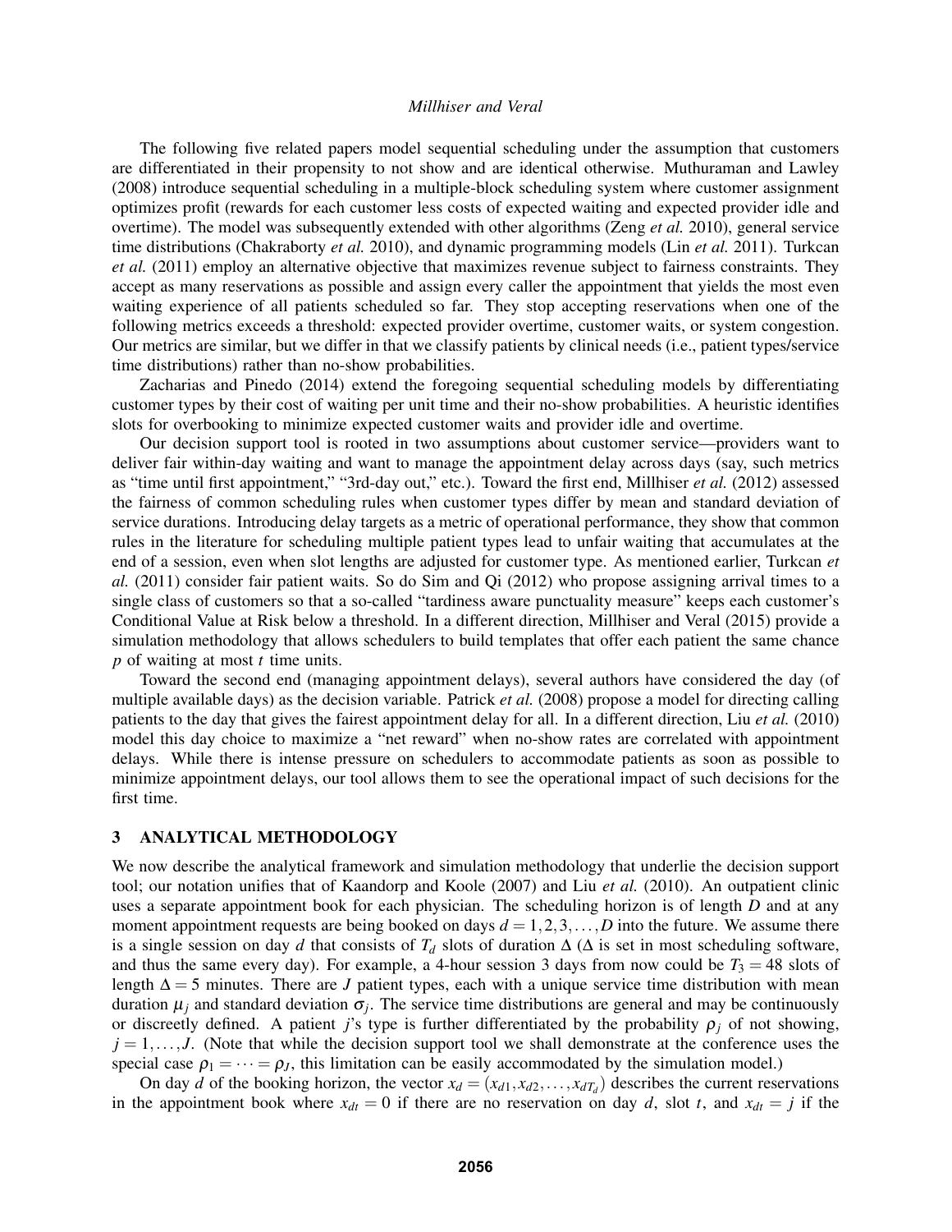The following five related papers model sequential scheduling under the assumption that customers are differentiated in their propensity to not show and are identical otherwise. Muthuraman and Lawley (2008) introduce sequential scheduling in a multiple-block scheduling system where customer assignment optimizes profit (rewards for each customer less costs of expected waiting and expected provider idle and overtime). The model was subsequently extended with other algorithms (Zeng *et al.* 2010), general service time distributions (Chakraborty *et al.* 2010), and dynamic programming models (Lin *et al.* 2011). Turkcan *et al.* (2011) employ an alternative objective that maximizes revenue subject to fairness constraints. They accept as many reservations as possible and assign every caller the appointment that yields the most even waiting experience of all patients scheduled so far. They stop accepting reservations when one of the following metrics exceeds a threshold: expected provider overtime, customer waits, or system congestion. Our metrics are similar, but we differ in that we classify patients by clinical needs (i.e., patient types/service time distributions) rather than no-show probabilities.

Zacharias and Pinedo (2014) extend the foregoing sequential scheduling models by differentiating customer types by their cost of waiting per unit time and their no-show probabilities. A heuristic identifies slots for overbooking to minimize expected customer waits and provider idle and overtime.

Our decision support tool is rooted in two assumptions about customer service—providers want to deliver fair within-day waiting and want to manage the appointment delay across days (say, such metrics as "time until first appointment," "3rd-day out," etc.). Toward the first end, Millhiser *et al.* (2012) assessed the fairness of common scheduling rules when customer types differ by mean and standard deviation of service durations. Introducing delay targets as a metric of operational performance, they show that common rules in the literature for scheduling multiple patient types lead to unfair waiting that accumulates at the end of a session, even when slot lengths are adjusted for customer type. As mentioned earlier, Turkcan *et al.* (2011) consider fair patient waits. So do Sim and Qi (2012) who propose assigning arrival times to a single class of customers so that a so-called "tardiness aware punctuality measure" keeps each customer's Conditional Value at Risk below a threshold. In a different direction, Millhiser and Veral (2015) provide a simulation methodology that allows schedulers to build templates that offer each patient the same chance $p$ of waiting at most $t$ time units.

Toward the second end (managing appointment delays), several authors have considered the day (of multiple available days) as the decision variable. Patrick *et al.* (2008) propose a model for directing calling patients to the day that gives the fairest appointment delay for all. In a different direction, Liu *et al.* (2010) model this day choice to maximize a "net reward" when no-show rates are correlated with appointment delays. While there is intense pressure on schedulers to accommodate patients as soon as possible to minimize appointment delays, our tool allows them to see the operational impact of such decisions for the first time.

## 3 ANALYTICAL METHODOLOGY

We now describe the analytical framework and simulation methodology that underlie the decision support tool; our notation unifies that of Kaandorp and Koole (2007) and Liu *et al.* (2010). An outpatient clinic uses a separate appointment book for each physician. The scheduling horizon is of length $D$ and at any moment appointment requests are being booked on days $d = 1, 2, 3, \ldots, D$ into the future. We assume there is a single session on day $d$ that consists of $T_d$ slots of duration $\Delta$ ($\Delta$ is set in most scheduling software, and thus the same every day). For example, a 4-hour session 3 days from now could be $T_3 = 48$ slots of length $\Delta = 5$ minutes. There are $J$ patient types, each with a unique service time distribution with mean duration $\mu_j$ and standard deviation $\sigma_j$. The service time distributions are general and may be continuously or discreetly defined. A patient $j$'s type is further differentiated by the probability $\rho_j$ of not showing, $j = 1, \ldots, J$. (Note that while the decision support tool we shall demonstrate at the conference uses the special case $\rho_1 = \cdots = \rho_J$, this limitation can be easily accommodated by the simulation model.)

On day $d$ of the booking horizon, the vector $x_d = (x_{d1}, x_{d2}, \ldots, x_{dT_d})$ describes the current reservations in the appointment book where $x_{dt} = 0$ if there are no reservation on day $d$, slot $t$, and $x_{dt} = j$ if the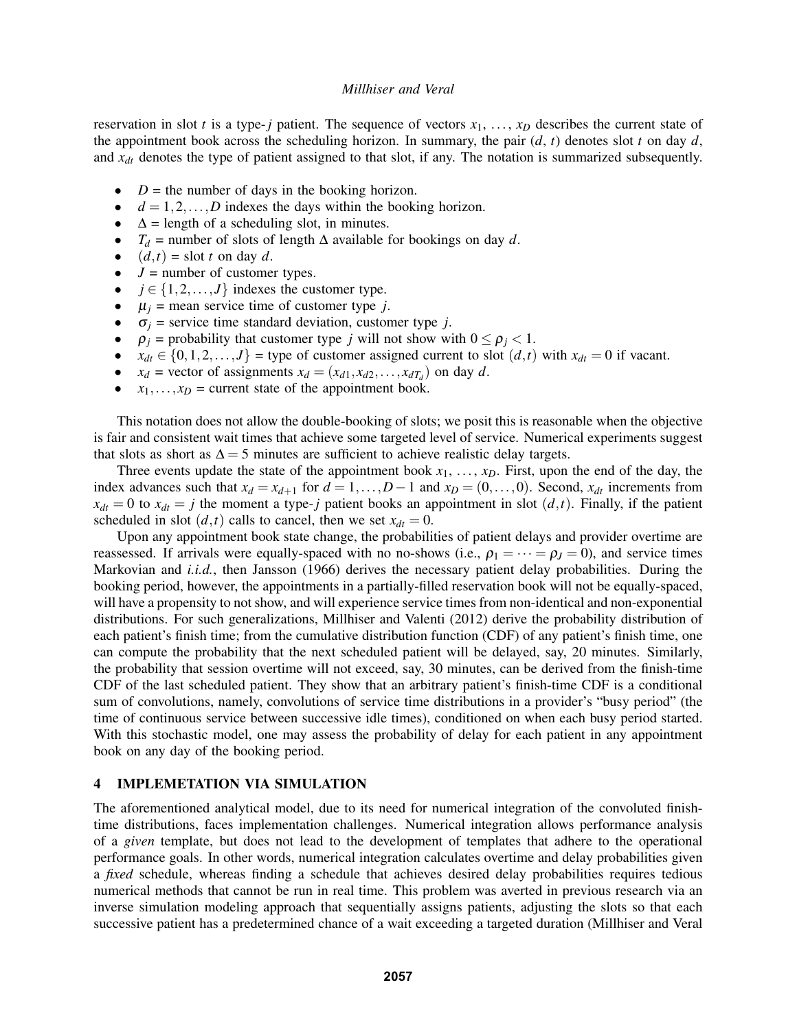reservation in slot $t$ is a type-$j$ patient. The sequence of vectors $x_1, \ldots, x_D$ describes the current state of the appointment book across the scheduling horizon. In summary, the pair $(d, t)$ denotes slot $t$ on day $d$, and $x_{dt}$ denotes the type of patient assigned to that slot, if any. The notation is summarized subsequently.

- $D$ = the number of days in the booking horizon.
- $d = 1, 2, \ldots, D$ indexes the days within the booking horizon.
- $\Delta$ = length of a scheduling slot, in minutes.
- $T_d$ = number of slots of length $\Delta$ available for bookings on day $d$.
- $(d,t)$ = slot $t$ on day $d$.
- $J$ = number of customer types.
- $j \in \{1, 2, \ldots, J\}$ indexes the customer type.
- $\mu_j$ = mean service time of customer type $j$.
- $\sigma_j$ = service time standard deviation, customer type $j$.
- $\rho_j$ = probability that customer type $j$ will not show with $0 \leq \rho_j < 1$.
- $x_{dt} \in \{0, 1, 2, \ldots, J\}$ = type of customer assigned current to slot $(d,t)$ with $x_{dt} = 0$ if vacant.
- $x_d$ = vector of assignments $x_d = (x_{d1}, x_{d2}, \ldots, x_{dT_d})$ on day $d$.
- $x_1, \ldots, x_D$ = current state of the appointment book.

This notation does not allow the double-booking of slots; we posit this is reasonable when the objective is fair and consistent wait times that achieve some targeted level of service. Numerical experiments suggest that slots as short as $\Delta = 5$ minutes are sufficient to achieve realistic delay targets.

Three events update the state of the appointment book $x_1, \ldots, x_D$. First, upon the end of the day, the index advances such that $x_d = x_{d+1}$ for $d = 1, \ldots, D-1$ and $x_D = (0, \ldots, 0)$. Second, $x_{dt}$ increments from $x_{dt} = 0$ to $x_{dt} = j$ the moment a type-$j$ patient books an appointment in slot $(d,t)$. Finally, if the patient scheduled in slot $(d,t)$ calls to cancel, then we set $x_{dt} = 0$.

Upon any appointment book state change, the probabilities of patient delays and provider overtime are reassessed. If arrivals were equally-spaced with no no-shows (i.e., $\rho_1 = \cdots = \rho_J = 0$), and service times Markovian and *i.i.d.*, then Jansson (1966) derives the necessary patient delay probabilities. During the booking period, however, the appointments in a partially-filled reservation book will not be equally-spaced, will have a propensity to not show, and will experience service times from non-identical and non-exponential distributions. For such generalizations, Millhiser and Valenti (2012) derive the probability distribution of each patient's finish time; from the cumulative distribution function (CDF) of any patient's finish time, one can compute the probability that the next scheduled patient will be delayed, say, 20 minutes. Similarly, the probability that session overtime will not exceed, say, 30 minutes, can be derived from the finish-time CDF of the last scheduled patient. They show that an arbitrary patient's finish-time CDF is a conditional sum of convolutions, namely, convolutions of service time distributions in a provider's "busy period" (the time of continuous service between successive idle times), conditioned on when each busy period started. With this stochastic model, one may assess the probability of delay for each patient in any appointment book on any day of the booking period.

## 4 IMPLEMETATION VIA SIMULATION

The aforementioned analytical model, due to its need for numerical integration of the convoluted finish-time distributions, faces implementation challenges. Numerical integration allows performance analysis of a *given* template, but does not lead to the development of templates that adhere to the operational performance goals. In other words, numerical integration calculates overtime and delay probabilities given a *fixed* schedule, whereas finding a schedule that achieves desired delay probabilities requires tedious numerical methods that cannot be run in real time. This problem was averted in previous research via an inverse simulation modeling approach that sequentially assigns patients, adjusting the slots so that each successive patient has a predetermined chance of a wait exceeding a targeted duration (Millhiser and Veral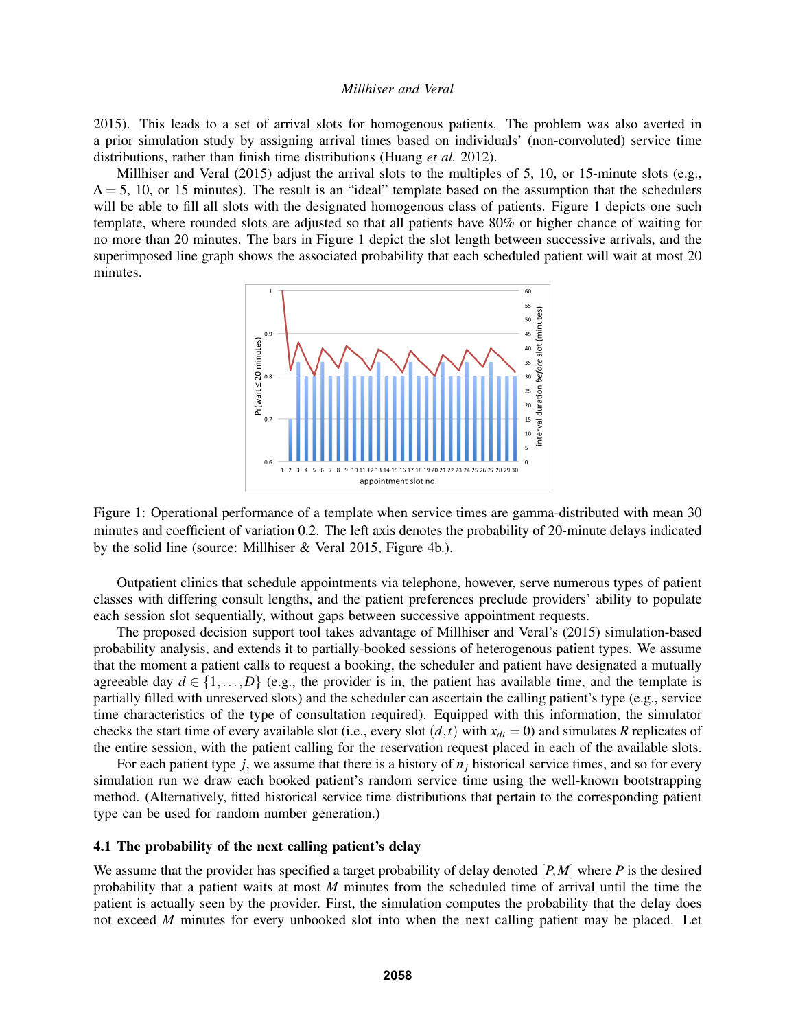2015). This leads to a set of arrival slots for homogenous patients. The problem was also averted in a prior simulation study by assigning arrival times based on individuals' (non-convoluted) service time distributions, rather than finish time distributions (Huang *et al.* 2012).

Millhiser and Veral (2015) adjust the arrival slots to the multiples of 5, 10, or 15-minute slots (e.g., $\Delta = 5$, 10, or 15 minutes). The result is an "ideal" template based on the assumption that the schedulers will be able to fill all slots with the designated homogenous class of patients. Figure 1 depicts one such template, where rounded slots are adjusted so that all patients have 80% or higher chance of waiting for no more than 20 minutes. The bars in Figure 1 depict the slot length between successive arrivals, and the superimposed line graph shows the associated probability that each scheduled patient will wait at most 20 minutes.

Figure 1: Operational performance of a template when service times are gamma-distributed with mean 30 minutes and coefficient of variation 0.2. The left axis denotes the probability of 20-minute delays indicated by the solid line (source: Millhiser & Veral 2015, Figure 4b.).

Outpatient clinics that schedule appointments via telephone, however, serve numerous types of patient classes with differing consult lengths, and the patient preferences preclude providers' ability to populate each session slot sequentially, without gaps between successive appointment requests.

The proposed decision support tool takes advantage of Millhiser and Veral's (2015) simulation-based probability analysis, and extends it to partially-booked sessions of heterogenous patient types. We assume that the moment a patient calls to request a booking, the scheduler and patient have designated a mutually agreeable day $d \in \{1,\ldots,D\}$ (e.g., the provider is in, the patient has available time, and the template is partially filled with unreserved slots) and the scheduler can ascertain the calling patient's type (e.g., service time characteristics of the type of consultation required). Equipped with this information, the simulator checks the start time of every available slot (i.e., every slot $(d,t)$ with $x_{dt} = 0$) and simulates $R$ replicates of the entire session, with the patient calling for the reservation request placed in each of the available slots.

For each patient type $j$, we assume that there is a history of $n_j$ historical service times, and so for every simulation run we draw each booked patient's random service time using the well-known bootstrapping method. (Alternatively, fitted historical service time distributions that pertain to the corresponding patient type can be used for random number generation.)

### 4.1 The probability of the next calling patient's delay

We assume that the provider has specified a target probability of delay denoted $[P,M]$ where $P$ is the desired probability that a patient waits at most $M$ minutes from the scheduled time of arrival until the time the patient is actually seen by the provider. First, the simulation computes the probability that the delay does not exceed $M$ minutes for every unbooked slot into when the next calling patient may be placed. Let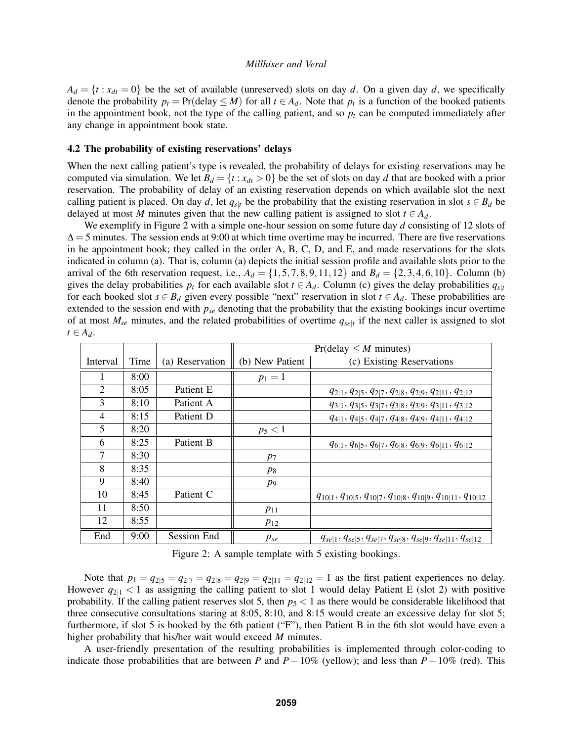$A_d = \{t : x_{dt} = 0\}$ be the set of available (unreserved) slots on day $d$. On a given day $d$, we specifically denote the probability $p_t = \Pr(\text{delay} \leq M)$ for all $t \in A_d$. Note that $p_t$ is a function of the booked patients in the appointment book, not the type of the calling patient, and so $p_t$ can be computed immediately after any change in appointment book state.

### 4.2 The probability of existing reservations' delays

When the next calling patient's type is revealed, the probability of delays for existing reservations may be computed via simulation. We let $B_d = \{t : x_{dt} > 0\}$ be the set of slots on day $d$ that are booked with a prior reservation. The probability of delay of an existing reservation depends on which available slot the next calling patient is placed. On day $d$, let $q_{s|t}$ be the probability that the existing reservation in slot $s \in B_d$ be delayed at most $M$ minutes given that the new calling patient is assigned to slot $t \in A_d$.

We exemplify in Figure 2 with a simple one-hour session on some future day $d$ consisting of 12 slots of $\Delta = 5$ minutes. The session ends at 9:00 at which time overtime may be incurred. There are five reservations in he appointment book; they called in the order A, B, C, D, and E, and made reservations for the slots indicated in column (a). That is, column (a) depicts the initial session profile and available slots prior to the arrival of the 6th reservation request, i.e., $A_d = \{1, 5, 7, 8, 9, 11, 12\}$ and $B_d = \{2, 3, 4, 6, 10\}$. Column (b) gives the delay probabilities $p_t$ for each available slot $t \in A_d$. Column (c) gives the delay probabilities $q_{s|t}$ for each booked slot $s \in B_d$ given every possible "next" reservation in slot $t \in A_d$. These probabilities are extended to the session end with $p_{se}$ denoting that the probability that the existing bookings incur overtime of at most $M_{se}$ minutes, and the related probabilities of overtime $q_{se|t}$ if the next caller is assigned to slot $t \in A_d$.

| | | | Pr(delay $\leq M$ minutes) | |
|---|---|---|---|---|
| Interval | Time | (a) Reservation | (b) New Patient | (c) Existing Reservations |
| 1 | 8:00 | | $p_1 = 1$ | |
| 2 | 8:05 | Patient E | | $q_{2\|1}, q_{2\|5}, q_{2\|7}, q_{2\|8}, q_{2\|9}, q_{2\|11}, q_{2\|12}$ |
| 3 | 8:10 | Patient A | | $q_{3\|1}, q_{3\|5}, q_{3\|7}, q_{3\|8}, q_{3\|9}, q_{3\|11}, q_{3\|12}$ |
| 4 | 8:15 | Patient D | | $q_{4\|1}, q_{4\|5}, q_{4\|7}, q_{4\|8}, q_{4\|9}, q_{4\|11}, q_{4\|12}$ |
| 5 | 8:20 | | $p_5 < 1$ | |
| 6 | 8:25 | Patient B | | $q_{6\|1}, q_{6\|5}, q_{6\|7}, q_{6\|8}, q_{6\|9}, q_{6\|11}, q_{6\|12}$ |
| 7 | 8:30 | | $p_7$ | |
| 8 | 8:35 | | $p_8$ | |
| 9 | 8:40 | | $p_9$ | |
| 10 | 8:45 | Patient C | | $q_{10\|1}, q_{10\|5}, q_{10\|7}, q_{10\|8}, q_{10\|9}, q_{10\|11}, q_{10\|12}$ |
| 11 | 8:50 | | $p_{11}$ | |
| 12 | 8:55 | | $p_{12}$ | |
| End | 9:00 | Session End | $p_{se}$ | $q_{se\|1}, q_{se\|5}, q_{se\|7}, q_{se\|8}, q_{se\|9}, q_{se\|11}, q_{se\|12}$ |

Figure 2: A sample template with 5 existing bookings.

Note that $p_1 = q_{2|5} = q_{2|7} = q_{2|8} = q_{2|9} = q_{2|11} = q_{2|12} = 1$ as the first patient experiences no delay. However $q_{2|1} < 1$ as assigning the calling patient to slot 1 would delay Patient E (slot 2) with positive probability. If the calling patient reserves slot 5, then $p_5 < 1$ as there would be considerable likelihood that three consecutive consultations staring at 8:05, 8:10, and 8:15 would create an excessive delay for slot 5; furthermore, if slot 5 is booked by the 6th patient ("F"), then Patient B in the 6th slot would have even a higher probability that his/her wait would exceed $M$ minutes.

A user-friendly presentation of the resulting probabilities is implemented through color-coding to indicate those probabilities that are between $P$ and $P - 10\%$ (yellow); and less than $P - 10\%$ (red). This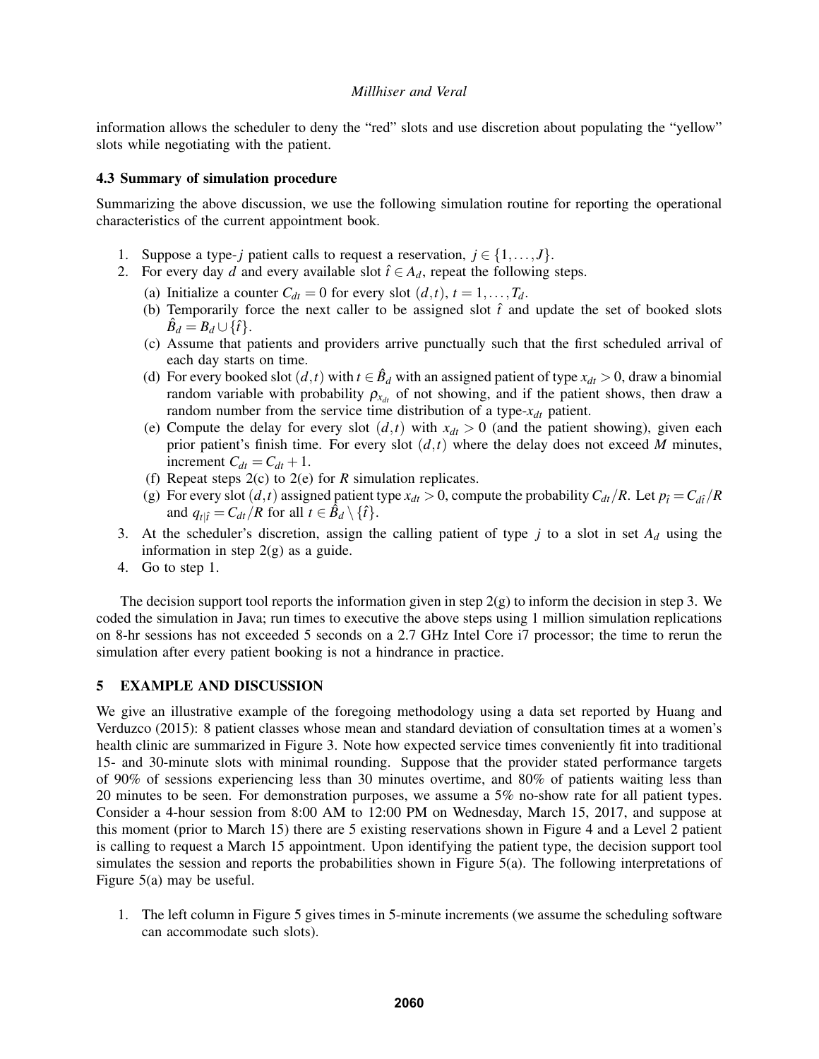information allows the scheduler to deny the "red" slots and use discretion about populating the "yellow" slots while negotiating with the patient.

### 4.3 Summary of simulation procedure

Summarizing the above discussion, we use the following simulation routine for reporting the operational characteristics of the current appointment book.

1. Suppose a type-$j$ patient calls to request a reservation, $j \in \{1, \ldots, J\}$.
2. For every day $d$ and every available slot $\hat{t} \in A_d$, repeat the following steps.
   (a) Initialize a counter $C_{dt} = 0$ for every slot $(d,t)$, $t = 1, \ldots, T_d$.
   (b) Temporarily force the next caller to be assigned slot $\hat{t}$ and update the set of booked slots $\hat{B}_d = B_d \cup \{\hat{t}\}$.
   (c) Assume that patients and providers arrive punctually such that the first scheduled arrival of each day starts on time.
   (d) For every booked slot $(d,t)$ with $t \in \hat{B}_d$ with an assigned patient of type $x_{dt} > 0$, draw a binomial random variable with probability $\rho_{x_{dt}}$ of not showing, and if the patient shows, then draw a random number from the service time distribution of a type-$x_{dt}$ patient.
   (e) Compute the delay for every slot $(d,t)$ with $x_{dt} > 0$ (and the patient showing), given each prior patient's finish time. For every slot $(d,t)$ where the delay does not exceed $M$ minutes, increment $C_{dt} = C_{dt} + 1$.
   (f) Repeat steps 2(c) to 2(e) for $R$ simulation replicates.
   (g) For every slot $(d,t)$ assigned patient type $x_{dt} > 0$, compute the probability $C_{dt}/R$. Let $p_{\hat{t}} = C_{d\hat{t}}/R$ and $q_{t|\hat{t}} = C_{dt}/R$ for all $t \in \hat{B}_d \setminus \{\hat{t}\}$.
3. At the scheduler's discretion, assign the calling patient of type $j$ to a slot in set $A_d$ using the information in step 2(g) as a guide.
4. Go to step 1.

The decision support tool reports the information given in step 2(g) to inform the decision in step 3. We coded the simulation in Java; run times to executive the above steps using 1 million simulation replications on 8-hr sessions has not exceeded 5 seconds on a 2.7 GHz Intel Core i7 processor; the time to rerun the simulation after every patient booking is not a hindrance in practice.

## 5 EXAMPLE AND DISCUSSION

We give an illustrative example of the foregoing methodology using a data set reported by Huang and Verduzco (2015): 8 patient classes whose mean and standard deviation of consultation times at a women's health clinic are summarized in Figure 3. Note how expected service times conveniently fit into traditional 15- and 30-minute slots with minimal rounding. Suppose that the provider stated performance targets of 90% of sessions experiencing less than 30 minutes overtime, and 80% of patients waiting less than 20 minutes to be seen. For demonstration purposes, we assume a 5% no-show rate for all patient types. Consider a 4-hour session from 8:00 AM to 12:00 PM on Wednesday, March 15, 2017, and suppose at this moment (prior to March 15) there are 5 existing reservations shown in Figure 4 and a Level 2 patient is calling to request a March 15 appointment. Upon identifying the patient type, the decision support tool simulates the session and reports the probabilities shown in Figure 5(a). The following interpretations of Figure 5(a) may be useful.

1. The left column in Figure 5 gives times in 5-minute increments (we assume the scheduling software can accommodate such slots).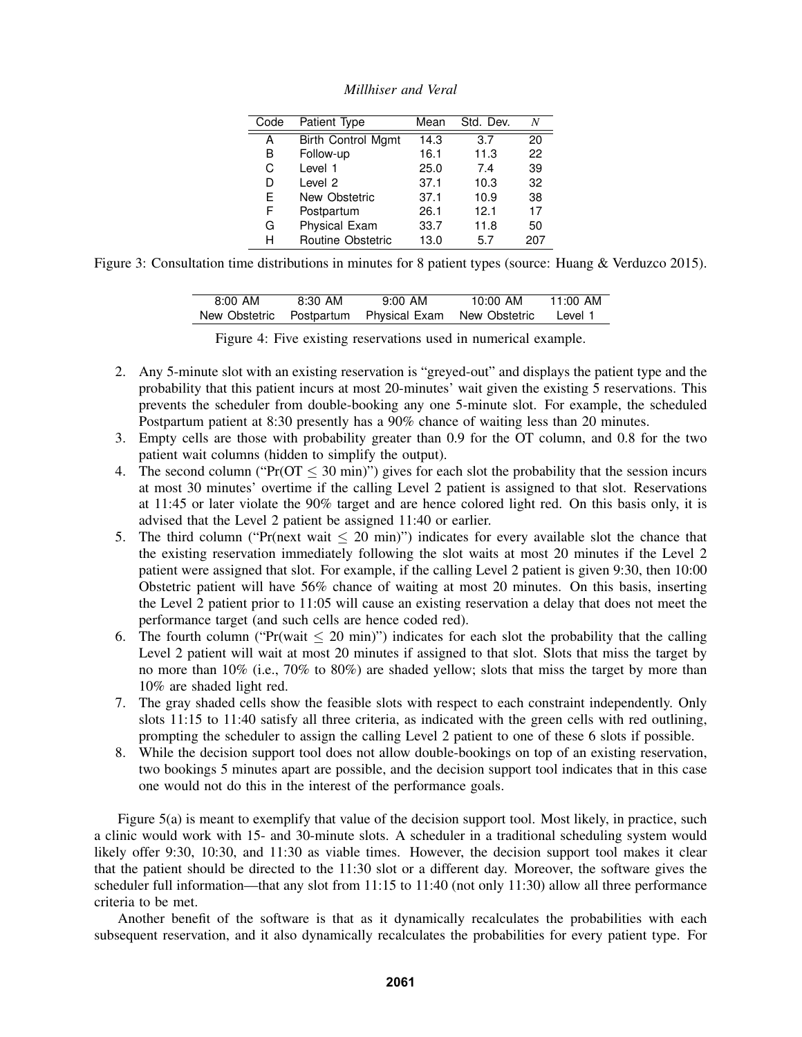| Code | Patient Type | Mean | Std. Dev. | $N$ |
|---|---|---|---|---|
| A | Birth Control Mgmt | 14.3 | 3.7 | 20 |
| B | Follow-up | 16.1 | 11.3 | 22 |
| C | Level 1 | 25.0 | 7.4 | 39 |
| D | Level 2 | 37.1 | 10.3 | 32 |
| E | New Obstetric | 37.1 | 10.9 | 38 |
| F | Postpartum | 26.1 | 12.1 | 17 |
| G | Physical Exam | 33.7 | 11.8 | 50 |
| H | Routine Obstetric | 13.0 | 5.7 | 207 |

Figure 3: Consultation time distributions in minutes for 8 patient types (source: Huang & Verduzco 2015).

| 8:00 AM | 8:30 AM | 9:00 AM | 10:00 AM | 11:00 AM |
|---|---|---|---|---|
| New Obstetric | Postpartum | Physical Exam | New Obstetric | Level 1 |

Figure 4: Five existing reservations used in numerical example.

2. Any 5-minute slot with an existing reservation is "greyed-out" and displays the patient type and the probability that this patient incurs at most 20-minutes' wait given the existing 5 reservations. This prevents the scheduler from double-booking any one 5-minute slot. For example, the scheduled Postpartum patient at 8:30 presently has a 90% chance of waiting less than 20 minutes.
3. Empty cells are those with probability greater than 0.9 for the OT column, and 0.8 for the two patient wait columns (hidden to simplify the output).
4. The second column ("Pr(OT $\leq$ 30 min)") gives for each slot the probability that the session incurs at most 30 minutes' overtime if the calling Level 2 patient is assigned to that slot. Reservations at 11:45 or later violate the 90% target and are hence colored light red. On this basis only, it is advised that the Level 2 patient be assigned 11:40 or earlier.
5. The third column ("Pr(next wait $\leq$ 20 min)") indicates for every available slot the chance that the existing reservation immediately following the slot waits at most 20 minutes if the Level 2 patient were assigned that slot. For example, if the calling Level 2 patient is given 9:30, then 10:00 Obstetric patient will have 56% chance of waiting at most 20 minutes. On this basis, inserting the Level 2 patient prior to 11:05 will cause an existing reservation a delay that does not meet the performance target (and such cells are hence coded red).
6. The fourth column ("Pr(wait $\leq$ 20 min)") indicates for each slot the probability that the calling Level 2 patient will wait at most 20 minutes if assigned to that slot. Slots that miss the target by no more than 10% (i.e., 70% to 80%) are shaded yellow; slots that miss the target by more than 10% are shaded light red.
7. The gray shaded cells show the feasible slots with respect to each constraint independently. Only slots 11:15 to 11:40 satisfy all three criteria, as indicated with the green cells with red outlining, prompting the scheduler to assign the calling Level 2 patient to one of these 6 slots if possible.
8. While the decision support tool does not allow double-bookings on top of an existing reservation, two bookings 5 minutes apart are possible, and the decision support tool indicates that in this case one would not do this in the interest of the performance goals.

Figure 5(a) is meant to exemplify that value of the decision support tool. Most likely, in practice, such a clinic would work with 15- and 30-minute slots. A scheduler in a traditional scheduling system would likely offer 9:30, 10:30, and 11:30 as viable times. However, the decision support tool makes it clear that the patient should be directed to the 11:30 slot or a different day. Moreover, the software gives the scheduler full information—that any slot from 11:15 to 11:40 (not only 11:30) allow all three performance criteria to be met.

Another benefit of the software is that as it dynamically recalculates the probabilities with each subsequent reservation, and it also dynamically recalculates the probabilities for every patient type. For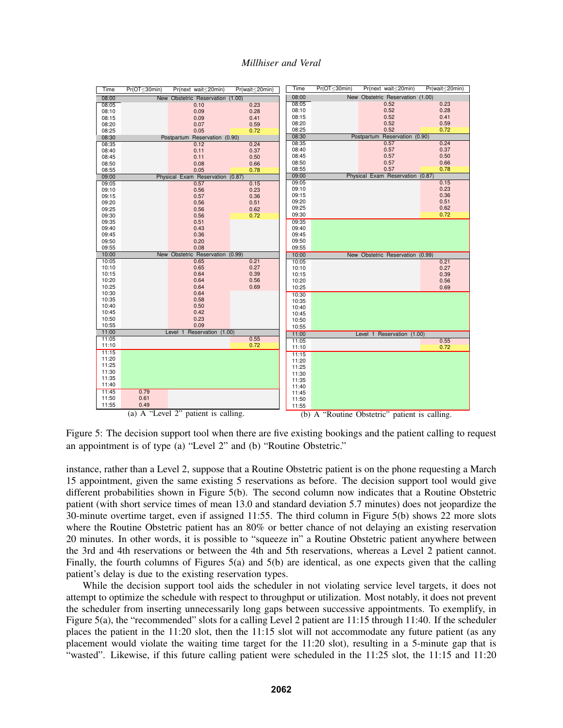| Time | Pr(OT≤30min) | Pr(next wait≤20min) | Pr(wait≤20min) |
|---|---|---|---|
| 08:00 | New Obstetric Reservation (1.00) | | |
| 08:05 | | 0.10 | 0.23 |
| 08:10 | | 0.09 | 0.28 |
| 08:15 | | 0.09 | 0.41 |
| 08:20 | | 0.07 | 0.59 |
| 08:25 | | 0.05 | 0.72 |
| 08:30 | Postpartum Reservation (0.90) | | |
| 08:35 | | 0.12 | 0.24 |
| 08:40 | | 0.11 | 0.37 |
| 08:45 | | 0.11 | 0.50 |
| 08:50 | | 0.08 | 0.66 |
| 08:55 | | 0.05 | 0.78 |
| 09:00 | Physical Exam Reservation (0.87) | | |
| 09:05 | | 0.57 | 0.15 |
| 09:10 | | 0.56 | 0.23 |
| 09:15 | | 0.57 | 0.36 |
| 09:20 | | 0.56 | 0.51 |
| 09:25 | | 0.56 | 0.62 |
| 09:30 | | 0.56 | 0.72 |
| 09:35 | | 0.51 | |
| 09:40 | | 0.43 | |
| 09:45 | | 0.36 | |
| 09:50 | | 0.20 | |
| 09:55 | | 0.08 | |
| 10:00 | New Obstetric Reservation (0.99) | | |
| 10:05 | | 0.65 | 0.21 |
| 10:10 | | 0.65 | 0.27 |
| 10:15 | | 0.64 | 0.39 |
| 10:20 | | 0.64 | 0.56 |
| 10:25 | | 0.64 | 0.69 |
| 10:30 | | 0.64 | |
| 10:35 | | 0.58 | |
| 10:40 | | 0.50 | |
| 10:45 | | 0.42 | |
| 10:50 | | 0.23 | |
| 10:55 | | 0.09 | |
| 11:00 | Level 1 Reservation (1.00) | | |
| 11:05 | | | 0.55 |
| 11:10 | | | 0.72 |
| 11:15 | | | |
| 11:20 | | | |
| 11:25 | | | |
| 11:30 | | | |
| 11:35 | | | |
| 11:40 | | | |
| 11:45 | 0.79 | | |
| 11:50 | 0.61 | | |
| 11:55 | 0.49 | | |

(a) A "Level 2" patient is calling.

| Time | Pr(OT≤30min) | Pr(next wait≤20min) | Pr(wait≤20min) |
|---|---|---|---|
| 08:00 | New Obstetric Reservation (1.00) | | |
| 08:05 | | 0.52 | 0.23 |
| 08:10 | | 0.52 | 0.28 |
| 08:15 | | 0.52 | 0.41 |
| 08:20 | | 0.52 | 0.59 |
| 08:25 | | 0.52 | 0.72 |
| 08:30 | Postpartum Reservation (0.90) | | |
| 08:35 | | 0.57 | 0.24 |
| 08:40 | | 0.57 | 0.37 |
| 08:45 | | 0.57 | 0.50 |
| 08:50 | | 0.57 | 0.66 |
| 08:55 | | 0.57 | 0.78 |
| 09:00 | Physical Exam Reservation (0.87) | | |
| 09:05 | | | 0.15 |
| 09:10 | | | 0.23 |
| 09:15 | | | 0.36 |
| 09:20 | | | 0.51 |
| 09:25 | | | 0.62 |
| 09:30 | | | 0.72 |
| 09:35 | | | |
| 09:40 | | | |
| 09:45 | | | |
| 09:50 | | | |
| 09:55 | | | |
| 10:00 | New Obstetric Reservation (0.99) | | |
| 10:05 | | | 0.21 |
| 10:10 | | | 0.27 |
| 10:15 | | | 0.39 |
| 10:20 | | | 0.56 |
| 10:25 | | | 0.69 |
| 10:30 | | | |
| 10:35 | | | |
| 10:40 | | | |
| 10:45 | | | |
| 10:50 | | | |
| 10:55 | | | |
| 11:00 | Level 1 Reservation (1.00) | | |
| 11:05 | | | 0.55 |
| 11:10 | | | 0.72 |
| 11:15 | | | |
| 11:20 | | | |
| 11:25 | | | |
| 11:30 | | | |
| 11:35 | | | |
| 11:40 | | | |
| 11:45 | | | |
| 11:50 | | | |
| 11:55 | | | |

(b) A "Routine Obstetric" patient is calling.

Figure 5: The decision support tool when there are five existing bookings and the patient calling to request an appointment is of type (a) "Level 2" and (b) "Routine Obstetric."

instance, rather than a Level 2, suppose that a Routine Obstetric patient is on the phone requesting a March 15 appointment, given the same existing 5 reservations as before. The decision support tool would give different probabilities shown in Figure 5(b). The second column now indicates that a Routine Obstetric patient (with short service times of mean 13.0 and standard deviation 5.7 minutes) does not jeopardize the 30-minute overtime target, even if assigned 11:55. The third column in Figure 5(b) shows 22 more slots where the Routine Obstetric patient has an 80% or better chance of not delaying an existing reservation 20 minutes. In other words, it is possible to "squeeze in" a Routine Obstetric patient anywhere between the 3rd and 4th reservations or between the 4th and 5th reservations, whereas a Level 2 patient cannot. Finally, the fourth columns of Figures 5(a) and 5(b) are identical, as one expects given that the calling patient's delay is due to the existing reservation types.

While the decision support tool aids the scheduler in not violating service level targets, it does not attempt to optimize the schedule with respect to throughput or utilization. Most notably, it does not prevent the scheduler from inserting unnecessarily long gaps between successive appointments. To exemplify, in Figure 5(a), the "recommended" slots for a calling Level 2 patient are 11:15 through 11:40. If the scheduler places the patient in the 11:20 slot, then the 11:15 slot will not accommodate any future patient (as any placement would violate the waiting time target for the 11:20 slot), resulting in a 5-minute gap that is "wasted". Likewise, if this future calling patient were scheduled in the 11:25 slot, the 11:15 and 11:20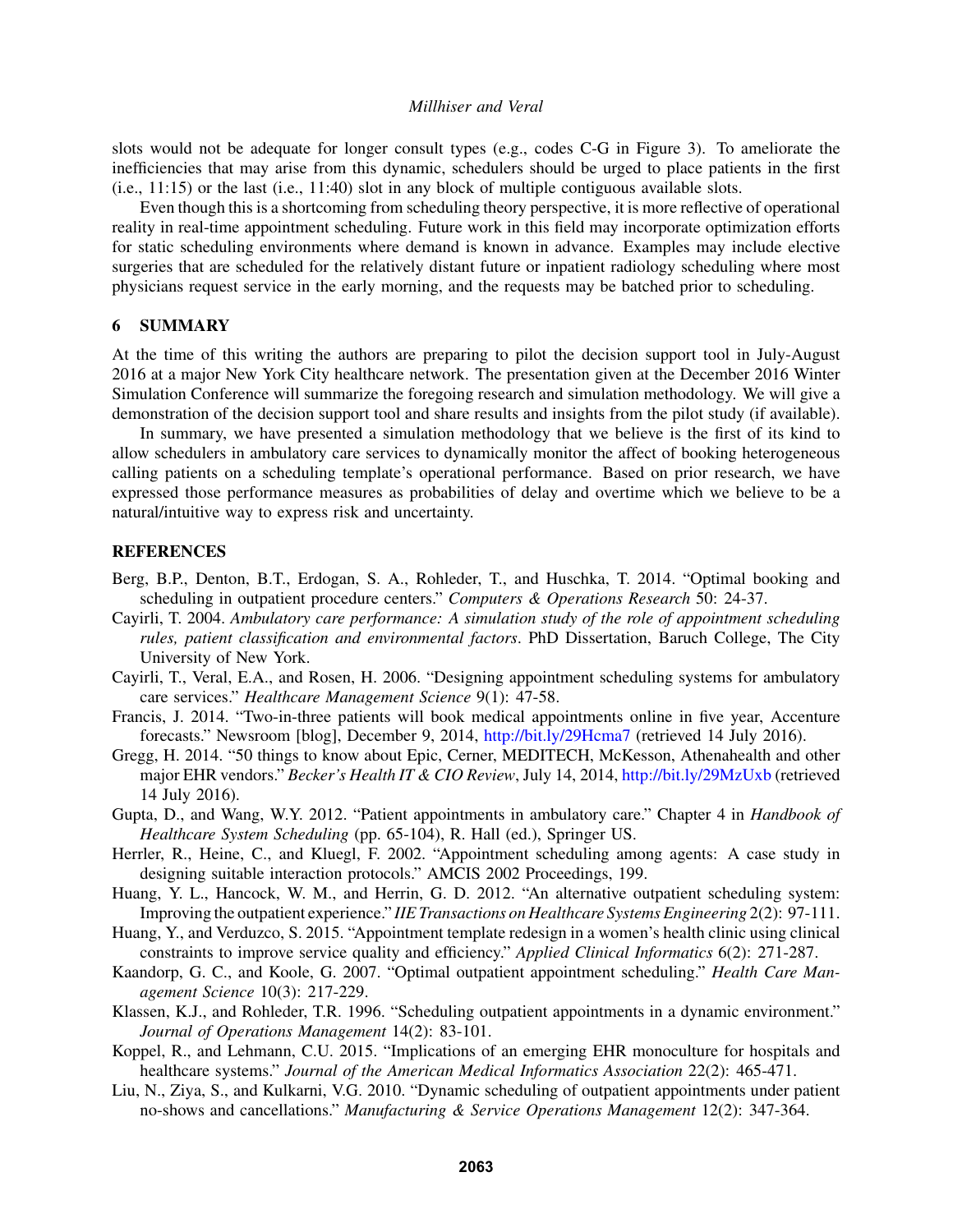slots would not be adequate for longer consult types (e.g., codes C-G in Figure 3). To ameliorate the inefficiencies that may arise from this dynamic, schedulers should be urged to place patients in the first (i.e., 11:15) or the last (i.e., 11:40) slot in any block of multiple contiguous available slots.

Even though this is a shortcoming from scheduling theory perspective, it is more reflective of operational reality in real-time appointment scheduling. Future work in this field may incorporate optimization efforts for static scheduling environments where demand is known in advance. Examples may include elective surgeries that are scheduled for the relatively distant future or inpatient radiology scheduling where most physicians request service in the early morning, and the requests may be batched prior to scheduling.

## 6 SUMMARY

At the time of this writing the authors are preparing to pilot the decision support tool in July-August 2016 at a major New York City healthcare network. The presentation given at the December 2016 Winter Simulation Conference will summarize the foregoing research and simulation methodology. We will give a demonstration of the decision support tool and share results and insights from the pilot study (if available).

In summary, we have presented a simulation methodology that we believe is the first of its kind to allow schedulers in ambulatory care services to dynamically monitor the affect of booking heterogeneous calling patients on a scheduling template's operational performance. Based on prior research, we have expressed those performance measures as probabilities of delay and overtime which we believe to be a natural/intuitive way to express risk and uncertainty.

## REFERENCES

Berg, B.P., Denton, B.T., Erdogan, S. A., Rohleder, T., and Huschka, T. 2014. "Optimal booking and scheduling in outpatient procedure centers." *Computers & Operations Research* 50: 24-37.

Cayirli, T. 2004. *Ambulatory care performance: A simulation study of the role of appointment scheduling rules, patient classification and environmental factors*. PhD Dissertation, Baruch College, The City University of New York.

Cayirli, T., Veral, E.A., and Rosen, H. 2006. "Designing appointment scheduling systems for ambulatory care services." *Healthcare Management Science* 9(1): 47-58.

Francis, J. 2014. "Two-in-three patients will book medical appointments online in five year, Accenture forecasts." Newsroom [blog], December 9, 2014, http://bit.ly/29Hcma7 (retrieved 14 July 2016).

Gregg, H. 2014. "50 things to know about Epic, Cerner, MEDITECH, McKesson, Athenahealth and other major EHR vendors." *Becker's Health IT & CIO Review*, July 14, 2014, http://bit.ly/29MzUxb (retrieved 14 July 2016).

Gupta, D., and Wang, W.Y. 2012. "Patient appointments in ambulatory care." Chapter 4 in *Handbook of Healthcare System Scheduling* (pp. 65-104), R. Hall (ed.), Springer US.

Herrler, R., Heine, C., and Kluegl, F. 2002. "Appointment scheduling among agents: A case study in designing suitable interaction protocols." AMCIS 2002 Proceedings, 199.

Huang, Y. L., Hancock, W. M., and Herrin, G. D. 2012. "An alternative outpatient scheduling system: Improving the outpatient experience." *IIE Transactions on Healthcare Systems Engineering* 2(2): 97-111.

Huang, Y., and Verduzco, S. 2015. "Appointment template redesign in a women's health clinic using clinical constraints to improve service quality and efficiency." *Applied Clinical Informatics* 6(2): 271-287.

Kaandorp, G. C., and Koole, G. 2007. "Optimal outpatient appointment scheduling." *Health Care Management Science* 10(3): 217-229.

Klassen, K.J., and Rohleder, T.R. 1996. "Scheduling outpatient appointments in a dynamic environment." *Journal of Operations Management* 14(2): 83-101.

Koppel, R., and Lehmann, C.U. 2015. "Implications of an emerging EHR monoculture for hospitals and healthcare systems." *Journal of the American Medical Informatics Association* 22(2): 465-471.

Liu, N., Ziya, S., and Kulkarni, V.G. 2010. "Dynamic scheduling of outpatient appointments under patient no-shows and cancellations." *Manufacturing & Service Operations Management* 12(2): 347-364.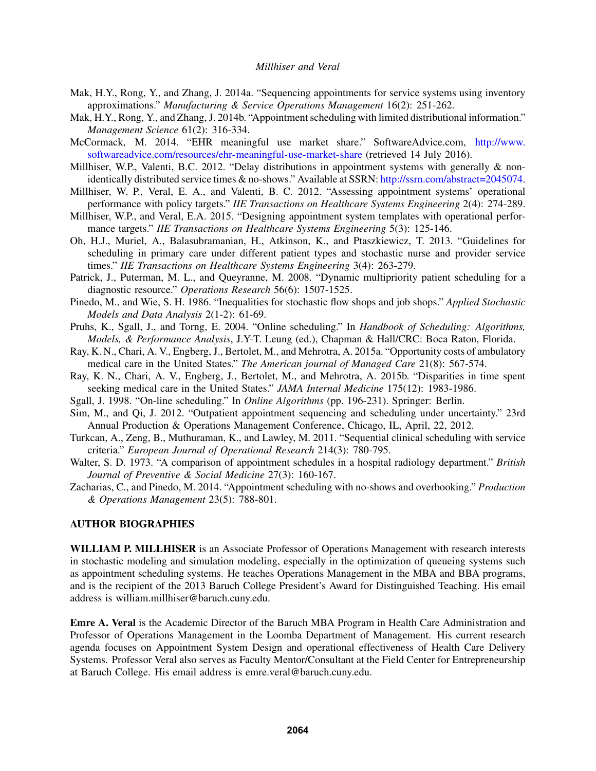Mak, H.Y., Rong, Y., and Zhang, J. 2014a. "Sequencing appointments for service systems using inventory approximations." *Manufacturing & Service Operations Management* 16(2): 251-262.

Mak, H.Y., Rong, Y., and Zhang, J. 2014b. "Appointment scheduling with limited distributional information." *Management Science* 61(2): 316-334.

McCormack, M. 2014. "EHR meaningful use market share." SoftwareAdvice.com, http://www.softwareadvice.com/resources/ehr-meaningful-use-market-share (retrieved 14 July 2016).

Millhiser, W.P., Valenti, B.C. 2012. "Delay distributions in appointment systems with generally & non-identically distributed service times & no-shows." Available at SSRN: http://ssrn.com/abstract=2045074.

Millhiser, W. P., Veral, E. A., and Valenti, B. C. 2012. "Assessing appointment systems' operational performance with policy targets." *IIE Transactions on Healthcare Systems Engineering* 2(4): 274-289.

Millhiser, W.P., and Veral, E.A. 2015. "Designing appointment system templates with operational performance targets." *IIE Transactions on Healthcare Systems Engineering* 5(3): 125-146.

Oh, H.J., Muriel, A., Balasubramanian, H., Atkinson, K., and Ptaszkiewicz, T. 2013. "Guidelines for scheduling in primary care under different patient types and stochastic nurse and provider service times." *IIE Transactions on Healthcare Systems Engineering* 3(4): 263-279.

Patrick, J., Puterman, M. L., and Queyranne, M. 2008. "Dynamic multipriority patient scheduling for a diagnostic resource." *Operations Research* 56(6): 1507-1525.

Pinedo, M., and Wie, S. H. 1986. "Inequalities for stochastic flow shops and job shops." *Applied Stochastic Models and Data Analysis* 2(1-2): 61-69.

Pruhs, K., Sgall, J., and Torng, E. 2004. "Online scheduling." In *Handbook of Scheduling: Algorithms, Models, & Performance Analysis*, J.Y-T. Leung (ed.), Chapman & Hall/CRC: Boca Raton, Florida.

Ray, K. N., Chari, A. V., Engberg, J., Bertolet, M., and Mehrotra, A. 2015a. "Opportunity costs of ambulatory medical care in the United States." *The American journal of Managed Care* 21(8): 567-574.

Ray, K. N., Chari, A. V., Engberg, J., Bertolet, M., and Mehrotra, A. 2015b. "Disparities in time spent seeking medical care in the United States." *JAMA Internal Medicine* 175(12): 1983-1986.

Sgall, J. 1998. "On-line scheduling." In *Online Algorithms* (pp. 196-231). Springer: Berlin.

Sim, M., and Qi, J. 2012. "Outpatient appointment sequencing and scheduling under uncertainty." 23rd Annual Production & Operations Management Conference, Chicago, IL, April, 22, 2012.

Turkcan, A., Zeng, B., Muthuraman, K., and Lawley, M. 2011. "Sequential clinical scheduling with service criteria." *European Journal of Operational Research* 214(3): 780-795.

Walter, S. D. 1973. "A comparison of appointment schedules in a hospital radiology department." *British Journal of Preventive & Social Medicine* 27(3): 160-167.

Zacharias, C., and Pinedo, M. 2014. "Appointment scheduling with no-shows and overbooking." *Production & Operations Management* 23(5): 788-801.

## AUTHOR BIOGRAPHIES

**WILLIAM P. MILLHISER** is an Associate Professor of Operations Management with research interests in stochastic modeling and simulation modeling, especially in the optimization of queueing systems such as appointment scheduling systems. He teaches Operations Management in the MBA and BBA programs, and is the recipient of the 2013 Baruch College President's Award for Distinguished Teaching. His email address is william.millhiser@baruch.cuny.edu.

**Emre A. Veral** is the Academic Director of the Baruch MBA Program in Health Care Administration and Professor of Operations Management in the Loomba Department of Management. His current research agenda focuses on Appointment System Design and operational effectiveness of Health Care Delivery Systems. Professor Veral also serves as Faculty Mentor/Consultant at the Field Center for Entrepreneurship at Baruch College. His email address is emre.veral@baruch.cuny.edu.